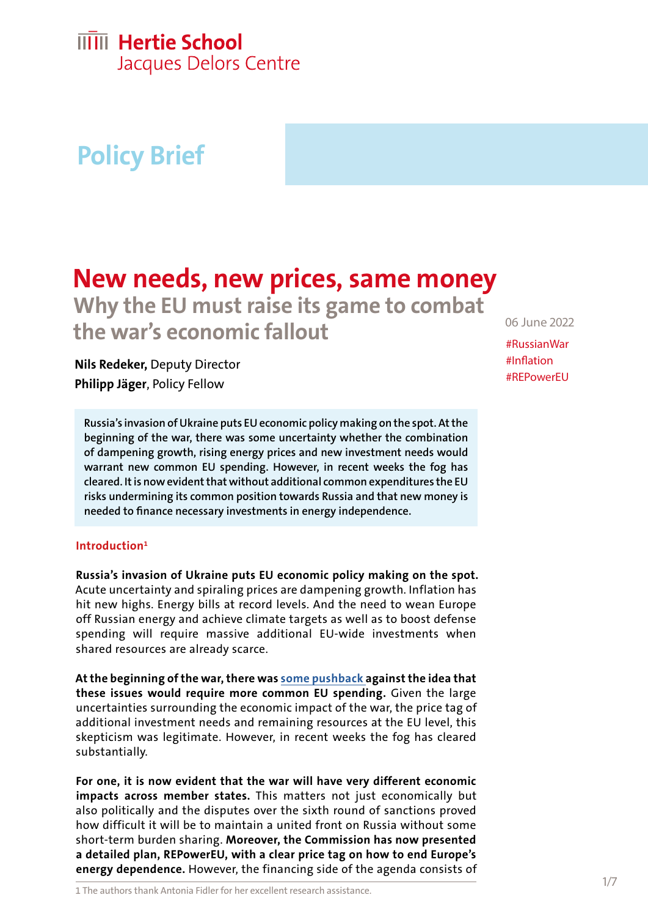Hertie School
Jacques Delors Centre

Policy Brief

# New needs, new prices, same money

## Why the EU must raise its game to combat the war's economic fallout

06 June 2022

#RussianWar
#Inflation
#REPowerEU

**Nils Redeker,** Deputy Director
**Philipp Jäger**, Policy Fellow

**Russia's invasion of Ukraine puts EU economic policy making on the spot. At the beginning of the war, there was some uncertainty whether the combination of dampening growth, rising energy prices and new investment needs would warrant new common EU spending. However, in recent weeks the fog has cleared. It is now evident that without additional common expenditures the EU risks undermining its common position towards Russia and that new money is needed to finance necessary investments in energy independence.**

### Introduction[1]

**Russia's invasion of Ukraine puts EU economic policy making on the spot.** Acute uncertainty and spiraling prices are dampening growth. Inflation has hit new highs. Energy bills at record levels. And the need to wean Europe off Russian energy and achieve climate targets as well as to boost defense spending will require massive additional EU-wide investments when shared resources are already scarce.

**At the beginning of the war, there was some pushback against the idea that these issues would require more common EU spending.** Given the large uncertainties surrounding the economic impact of the war, the price tag of additional investment needs and remaining resources at the EU level, this skepticism was legitimate. However, in recent weeks the fog has cleared substantially.

**For one, it is now evident that the war will have very different economic impacts across member states.** This matters not just economically but also politically and the disputes over the sixth round of sanctions proved how difficult it will be to maintain a united front on Russia without some short-term burden sharing. **Moreover, the Commission has now presented a detailed plan, REPowerEU, with a clear price tag on how to end Europe's energy dependence.** However, the financing side of the agenda consists of

1 The authors thank Antonia Fidler for her excellent research assistance.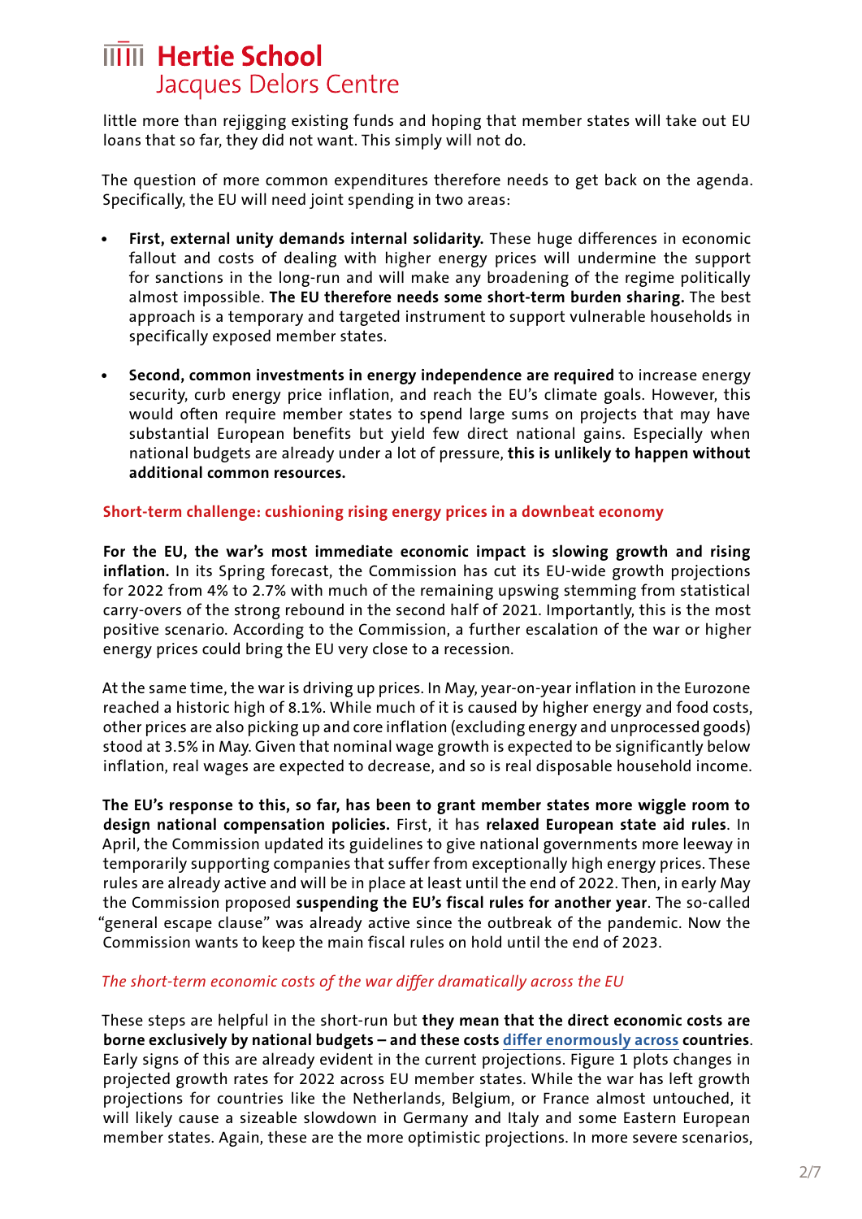little more than rejigging existing funds and hoping that member states will take out EU loans that so far, they did not want. This simply will not do.

The question of more common expenditures therefore needs to get back on the agenda. Specifically, the EU will need joint spending in two areas:

- **First, external unity demands internal solidarity.** These huge differences in economic fallout and costs of dealing with higher energy prices will undermine the support for sanctions in the long-run and will make any broadening of the regime politically almost impossible. **The EU therefore needs some short-term burden sharing.** The best approach is a temporary and targeted instrument to support vulnerable households in specifically exposed member states.

- **Second, common investments in energy independence are required** to increase energy security, curb energy price inflation, and reach the EU's climate goals. However, this would often require member states to spend large sums on projects that may have substantial European benefits but yield few direct national gains. Especially when national budgets are already under a lot of pressure, **this is unlikely to happen without additional common resources.**

## Short-term challenge: cushioning rising energy prices in a downbeat economy

**For the EU, the war's most immediate economic impact is slowing growth and rising inflation.** In its Spring forecast, the Commission has cut its EU-wide growth projections for 2022 from 4% to 2.7% with much of the remaining upswing stemming from statistical carry-overs of the strong rebound in the second half of 2021. Importantly, this is the most positive scenario. According to the Commission, a further escalation of the war or higher energy prices could bring the EU very close to a recession.

At the same time, the war is driving up prices. In May, year-on-year inflation in the Eurozone reached a historic high of 8.1%. While much of it is caused by higher energy and food costs, other prices are also picking up and core inflation (excluding energy and unprocessed goods) stood at 3.5% in May. Given that nominal wage growth is expected to be significantly below inflation, real wages are expected to decrease, and so is real disposable household income.

**The EU's response to this, so far, has been to grant member states more wiggle room to design national compensation policies.** First, it has **relaxed European state aid rules**. In April, the Commission updated its guidelines to give national governments more leeway in temporarily supporting companies that suffer from exceptionally high energy prices. These rules are already active and will be in place at least until the end of 2022. Then, in early May the Commission proposed **suspending the EU's fiscal rules for another year**. The so-called "general escape clause" was already active since the outbreak of the pandemic. Now the Commission wants to keep the main fiscal rules on hold until the end of 2023.

### *The short-term economic costs of the war differ dramatically across the EU*

These steps are helpful in the short-run but **they mean that the direct economic costs are borne exclusively by national budgets – and these costs differ enormously across countries**. Early signs of this are already evident in the current projections. Figure 1 plots changes in projected growth rates for 2022 across EU member states. While the war has left growth projections for countries like the Netherlands, Belgium, or France almost untouched, it will likely cause a sizeable slowdown in Germany and Italy and some Eastern European member states. Again, these are the more optimistic projections. In more severe scenarios,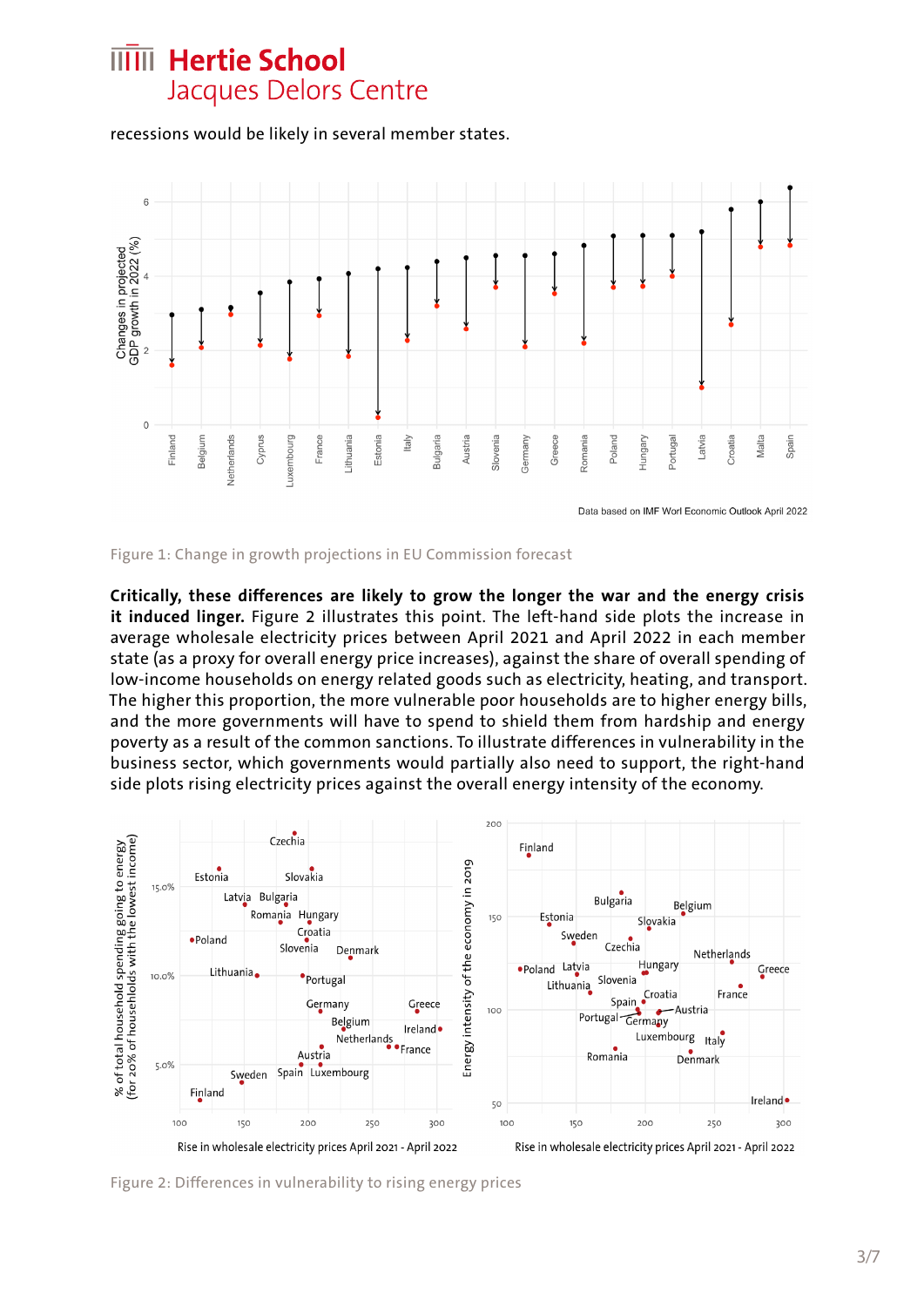recessions would be likely in several member states.

Figure 1: Change in growth projections in EU Commission forecast

**Critically, these differences are likely to grow the longer the war and the energy crisis it induced linger.** Figure 2 illustrates this point. The left-hand side plots the increase in average wholesale electricity prices between April 2021 and April 2022 in each member state (as a proxy for overall energy price increases), against the share of overall spending of low-income households on energy related goods such as electricity, heating, and transport. The higher this proportion, the more vulnerable poor households are to higher energy bills, and the more governments will have to spend to shield them from hardship and energy poverty as a result of the common sanctions. To illustrate differences in vulnerability in the business sector, which governments would partially also need to support, the right-hand side plots rising electricity prices against the overall energy intensity of the economy.

Figure 2: Differences in vulnerability to rising energy prices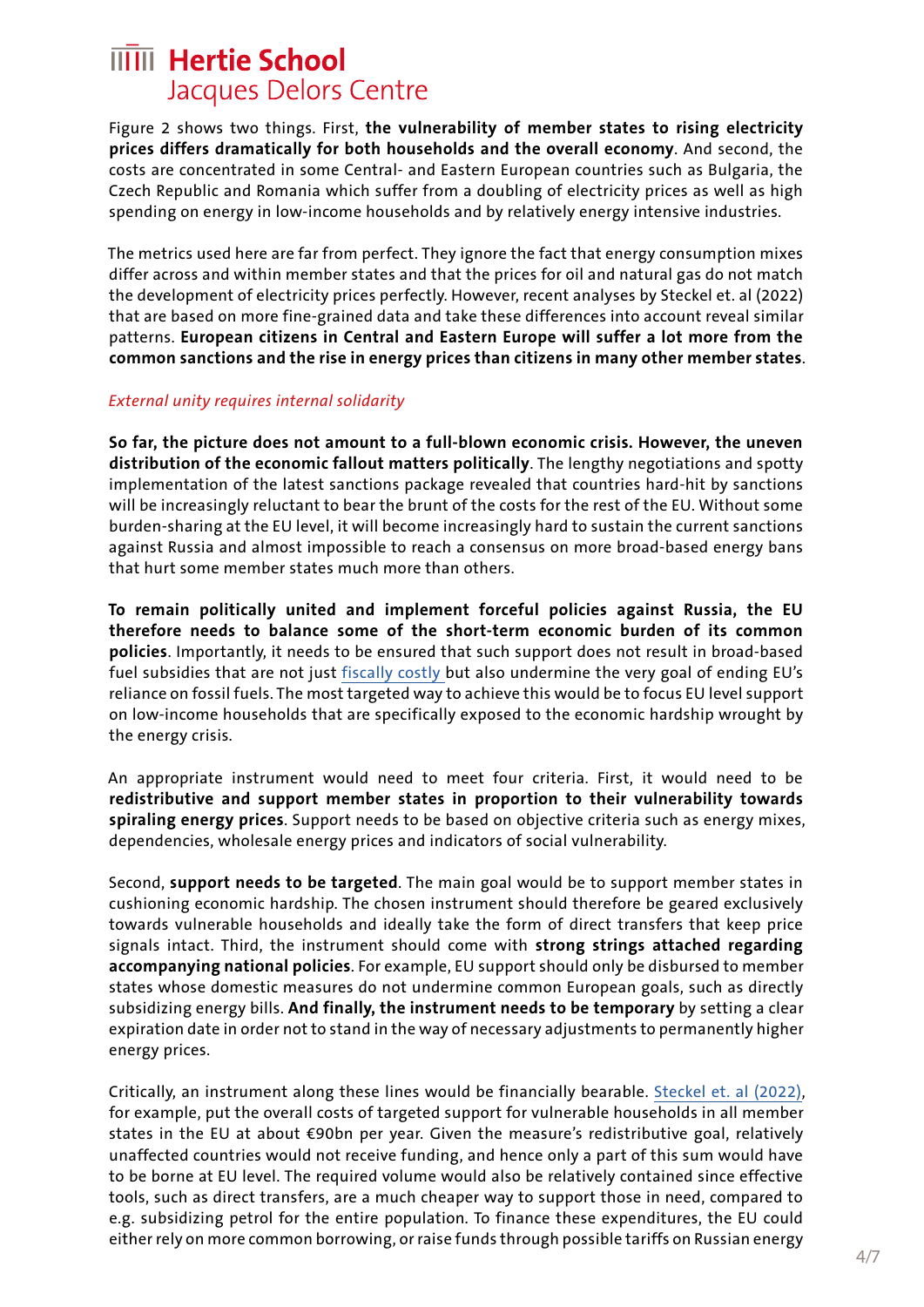Figure 2 shows two things. First, **the vulnerability of member states to rising electricity prices differs dramatically for both households and the overall economy**. And second, the costs are concentrated in some Central- and Eastern European countries such as Bulgaria, the Czech Republic and Romania which suffer from a doubling of electricity prices as well as high spending on energy in low-income households and by relatively energy intensive industries.

The metrics used here are far from perfect. They ignore the fact that energy consumption mixes differ across and within member states and that the prices for oil and natural gas do not match the development of electricity prices perfectly. However, recent analyses by Steckel et. al (2022) that are based on more fine-grained data and take these differences into account reveal similar patterns. **European citizens in Central and Eastern Europe will suffer a lot more from the common sanctions and the rise in energy prices than citizens in many other member states**.

### *External unity requires internal solidarity*

**So far, the picture does not amount to a full-blown economic crisis. However, the uneven distribution of the economic fallout matters politically**. The lengthy negotiations and spotty implementation of the latest sanctions package revealed that countries hard-hit by sanctions will be increasingly reluctant to bear the brunt of the costs for the rest of the EU. Without some burden-sharing at the EU level, it will become increasingly hard to sustain the current sanctions against Russia and almost impossible to reach a consensus on more broad-based energy bans that hurt some member states much more than others.

**To remain politically united and implement forceful policies against Russia, the EU therefore needs to balance some of the short-term economic burden of its common policies**. Importantly, it needs to be ensured that such support does not result in broad-based fuel subsidies that are not just fiscally costly but also undermine the very goal of ending EU's reliance on fossil fuels. The most targeted way to achieve this would be to focus EU level support on low-income households that are specifically exposed to the economic hardship wrought by the energy crisis.

An appropriate instrument would need to meet four criteria. First, it would need to be **redistributive and support member states in proportion to their vulnerability towards spiraling energy prices**. Support needs to be based on objective criteria such as energy mixes, dependencies, wholesale energy prices and indicators of social vulnerability.

Second, **support needs to be targeted**. The main goal would be to support member states in cushioning economic hardship. The chosen instrument should therefore be geared exclusively towards vulnerable households and ideally take the form of direct transfers that keep price signals intact. Third, the instrument should come with **strong strings attached regarding accompanying national policies**. For example, EU support should only be disbursed to member states whose domestic measures do not undermine common European goals, such as directly subsidizing energy bills. **And finally, the instrument needs to be temporary** by setting a clear expiration date in order not to stand in the way of necessary adjustments to permanently higher energy prices.

Critically, an instrument along these lines would be financially bearable. Steckel et. al (2022), for example, put the overall costs of targeted support for vulnerable households in all member states in the EU at about €90bn per year. Given the measure's redistributive goal, relatively unaffected countries would not receive funding, and hence only a part of this sum would have to be borne at EU level. The required volume would also be relatively contained since effective tools, such as direct transfers, are a much cheaper way to support those in need, compared to e.g. subsidizing petrol for the entire population. To finance these expenditures, the EU could either rely on more common borrowing, or raise funds through possible tariffs on Russian energy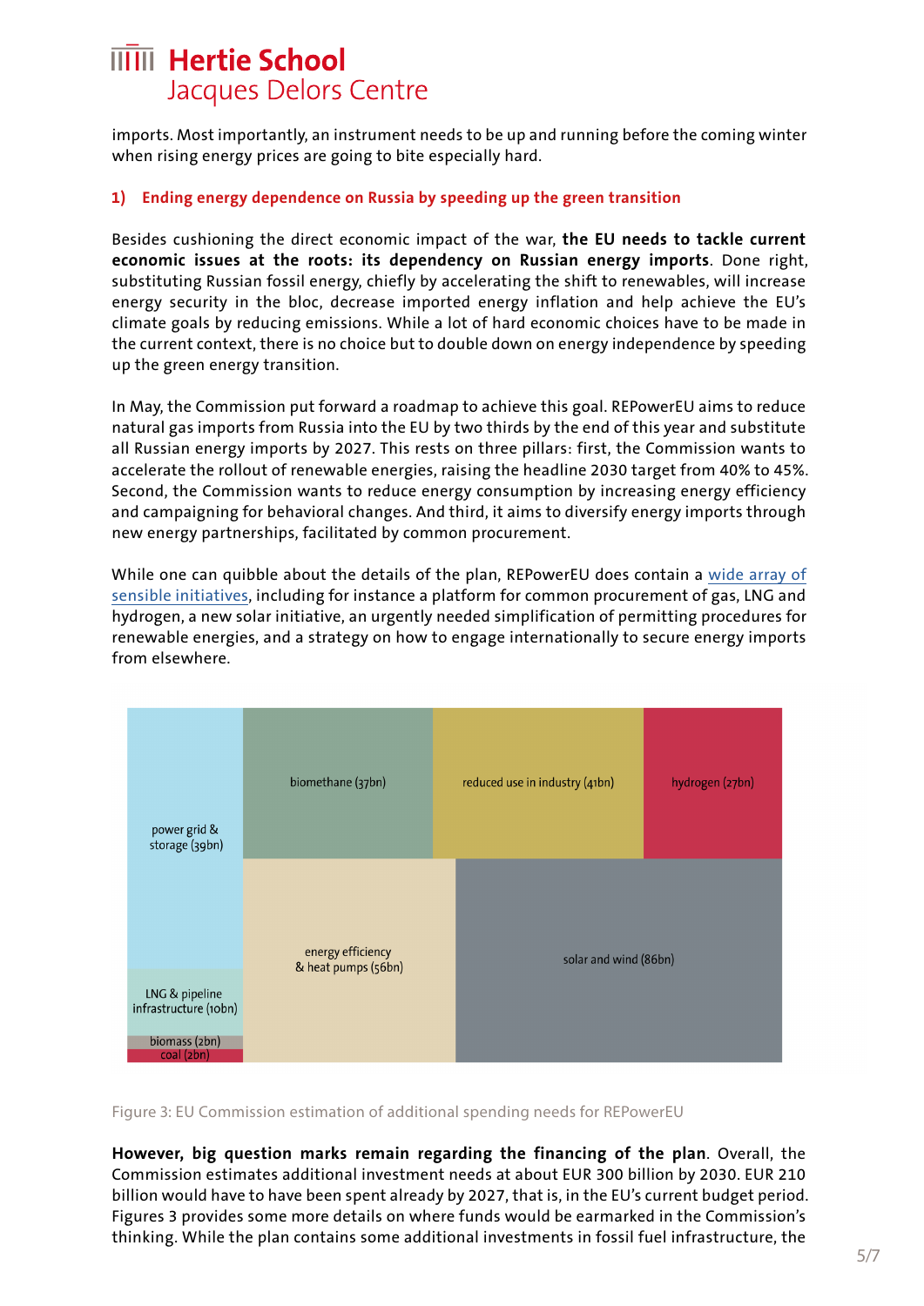imports. Most importantly, an instrument needs to be up and running before the coming winter when rising energy prices are going to bite especially hard.

## 1) Ending energy dependence on Russia by speeding up the green transition

Besides cushioning the direct economic impact of the war, **the EU needs to tackle current economic issues at the roots: its dependency on Russian energy imports**. Done right, substituting Russian fossil energy, chiefly by accelerating the shift to renewables, will increase energy security in the bloc, decrease imported energy inflation and help achieve the EU's climate goals by reducing emissions. While a lot of hard economic choices have to be made in the current context, there is no choice but to double down on energy independence by speeding up the green energy transition.

In May, the Commission put forward a roadmap to achieve this goal. REPowerEU aims to reduce natural gas imports from Russia into the EU by two thirds by the end of this year and substitute all Russian energy imports by 2027. This rests on three pillars: first, the Commission wants to accelerate the rollout of renewable energies, raising the headline 2030 target from 40% to 45%. Second, the Commission wants to reduce energy consumption by increasing energy efficiency and campaigning for behavioral changes. And third, it aims to diversify energy imports through new energy partnerships, facilitated by common procurement.

While one can quibble about the details of the plan, REPowerEU does contain a wide array of sensible initiatives, including for instance a platform for common procurement of gas, LNG and hydrogen, a new solar initiative, an urgently needed simplification of permitting procedures for renewable energies, and a strategy on how to engage internationally to secure energy imports from elsewhere.

power grid & storage (39bn)
biomethane (37bn)
reduced use in industry (41bn)
hydrogen (27bn)
energy efficiency & heat pumps (56bn)
solar and wind (86bn)
LNG & pipeline infrastructure (10bn)
biomass (2bn)
coal (2bn)

Figure 3: EU Commission estimation of additional spending needs for REPowerEU

**However, big question marks remain regarding the financing of the plan**. Overall, the Commission estimates additional investment needs at about EUR 300 billion by 2030. EUR 210 billion would have to have been spent already by 2027, that is, in the EU's current budget period. Figures 3 provides some more details on where funds would be earmarked in the Commission's thinking. While the plan contains some additional investments in fossil fuel infrastructure, the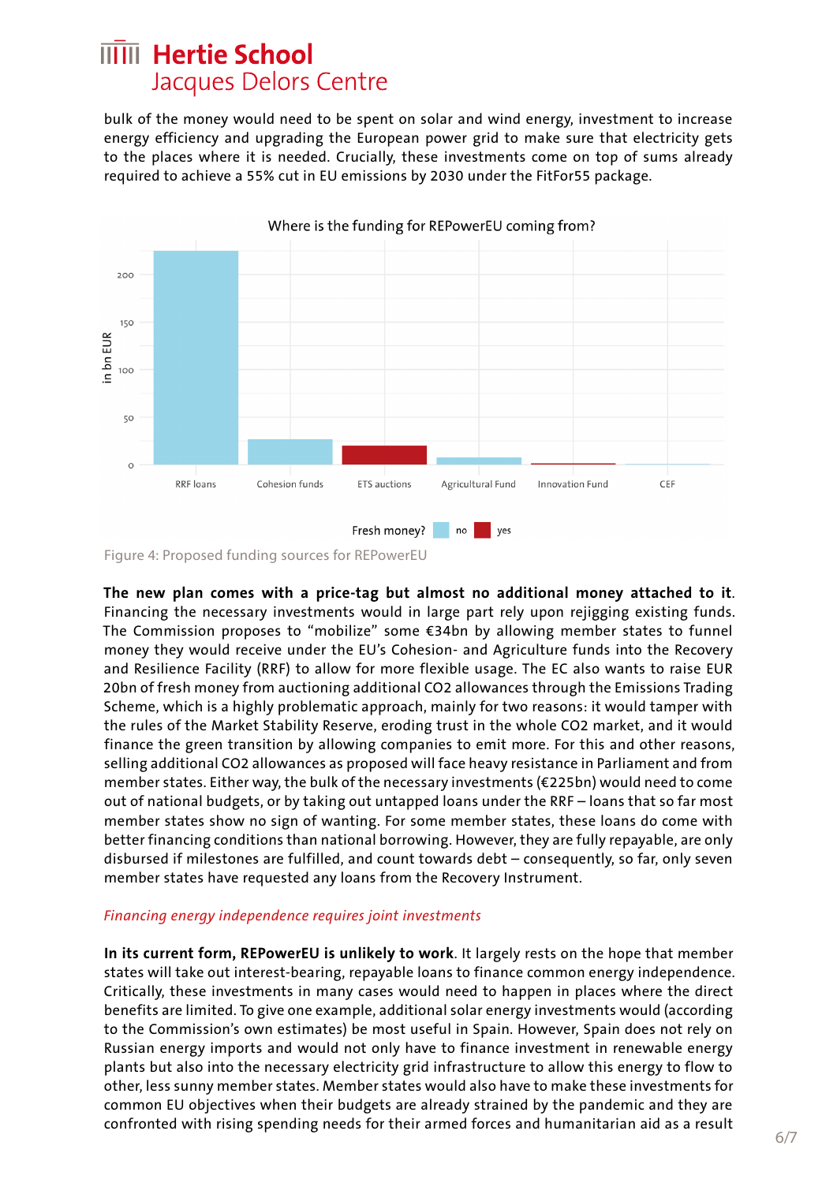bulk of the money would need to be spent on solar and wind energy, investment to increase energy efficiency and upgrading the European power grid to make sure that electricity gets to the places where it is needed. Crucially, these investments come on top of sums already required to achieve a 55% cut in EU emissions by 2030 under the FitFor55 package.

Figure 4: Proposed funding sources for REPowerEU

**The new plan comes with a price-tag but almost no additional money attached to it**. Financing the necessary investments would in large part rely upon rejigging existing funds. The Commission proposes to "mobilize" some €34bn by allowing member states to funnel money they would receive under the EU's Cohesion- and Agriculture funds into the Recovery and Resilience Facility (RRF) to allow for more flexible usage. The EC also wants to raise EUR 20bn of fresh money from auctioning additional $CO_2$ allowances through the Emissions Trading Scheme, which is a highly problematic approach, mainly for two reasons: it would tamper with the rules of the Market Stability Reserve, eroding trust in the whole $CO_2$ market, and it would finance the green transition by allowing companies to emit more. For this and other reasons, selling additional $CO_2$ allowances as proposed will face heavy resistance in Parliament and from member states. Either way, the bulk of the necessary investments (€225bn) would need to come out of national budgets, or by taking out untapped loans under the RRF – loans that so far most member states show no sign of wanting. For some member states, these loans do come with better financing conditions than national borrowing. However, they are fully repayable, are only disbursed if milestones are fulfilled, and count towards debt – consequently, so far, only seven member states have requested any loans from the Recovery Instrument.

*Financing energy independence requires joint investments*

**In its current form, REPowerEU is unlikely to work**. It largely rests on the hope that member states will take out interest-bearing, repayable loans to finance common energy independence. Critically, these investments in many cases would need to happen in places where the direct benefits are limited. To give one example, additional solar energy investments would (according to the Commission's own estimates) be most useful in Spain. However, Spain does not rely on Russian energy imports and would not only have to finance investment in renewable energy plants but also into the necessary electricity grid infrastructure to allow this energy to flow to other, less sunny member states. Member states would also have to make these investments for common EU objectives when their budgets are already strained by the pandemic and they are confronted with rising spending needs for their armed forces and humanitarian aid as a result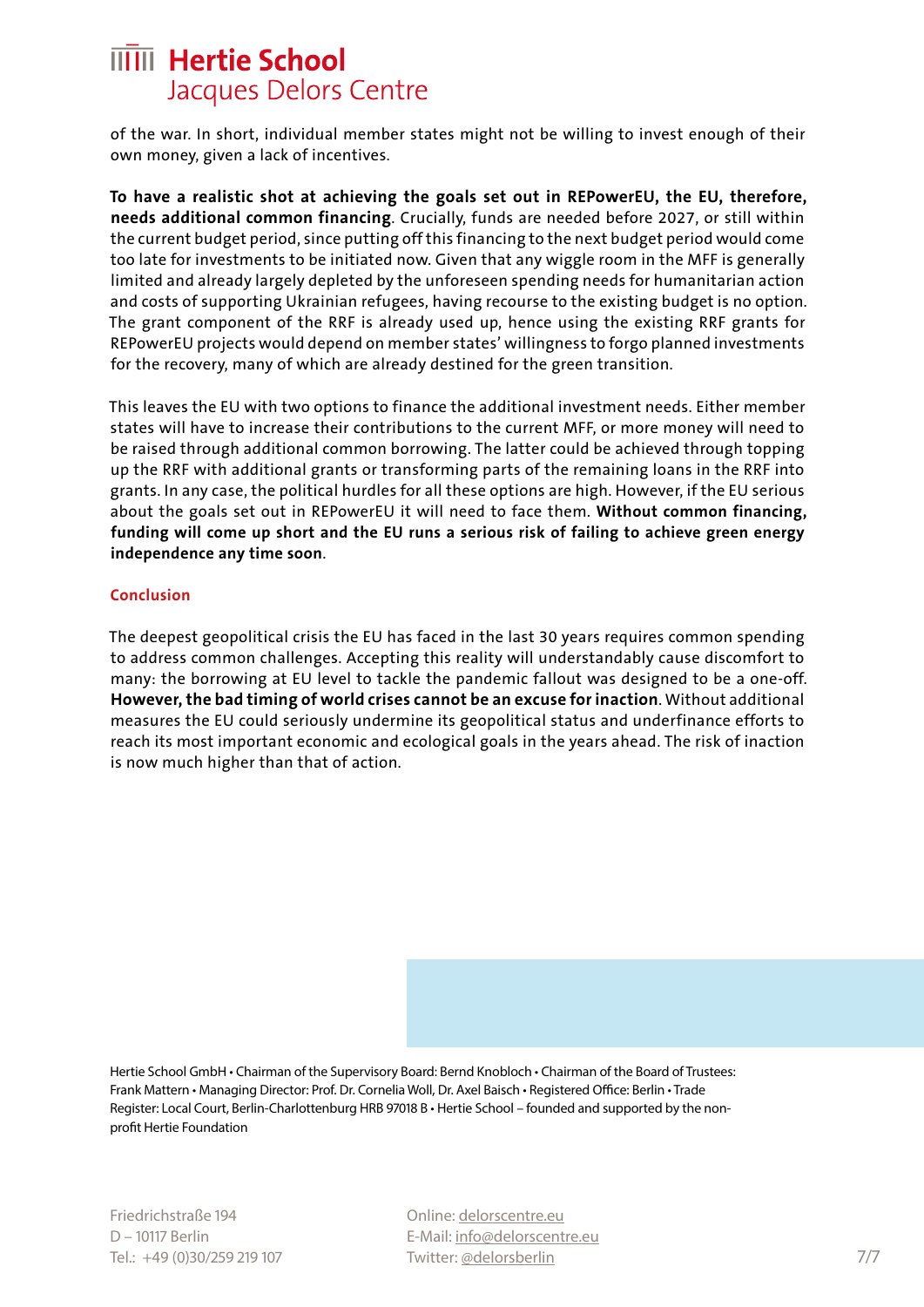of the war. In short, individual member states might not be willing to invest enough of their own money, given a lack of incentives.

**To have a realistic shot at achieving the goals set out in REPowerEU, the EU, therefore, needs additional common financing**. Crucially, funds are needed before 2027, or still within the current budget period, since putting off this financing to the next budget period would come too late for investments to be initiated now. Given that any wiggle room in the MFF is generally limited and already largely depleted by the unforeseen spending needs for humanitarian action and costs of supporting Ukrainian refugees, having recourse to the existing budget is no option. The grant component of the RRF is already used up, hence using the existing RRF grants for REPowerEU projects would depend on member states' willingness to forgo planned investments for the recovery, many of which are already destined for the green transition.

This leaves the EU with two options to finance the additional investment needs. Either member states will have to increase their contributions to the current MFF, or more money will need to be raised through additional common borrowing. The latter could be achieved through topping up the RRF with additional grants or transforming parts of the remaining loans in the RRF into grants. In any case, the political hurdles for all these options are high. However, if the EU serious about the goals set out in REPowerEU it will need to face them. **Without common financing, funding will come up short and the EU runs a serious risk of failing to achieve green energy independence any time soon**.

## Conclusion

The deepest geopolitical crisis the EU has faced in the last 30 years requires common spending to address common challenges. Accepting this reality will understandably cause discomfort to many: the borrowing at EU level to tackle the pandemic fallout was designed to be a one-off. **However, the bad timing of world crises cannot be an excuse for inaction**. Without additional measures the EU could seriously undermine its geopolitical status and underfinance efforts to reach its most important economic and ecological goals in the years ahead. The risk of inaction is now much higher than that of action.

Hertie School GmbH • Chairman of the Supervisory Board: Bernd Knobloch • Chairman of the Board of Trustees: Frank Mattern • Managing Director: Prof. Dr. Cornelia Woll, Dr. Axel Baisch • Registered Office: Berlin • Trade Register: Local Court, Berlin-Charlottenburg HRB 97018 B • Hertie School – founded and supported by the non-profit Hertie Foundation

Friedrichstraße 194
D – 10117 Berlin
Tel.: +49 (0)30/259 219 107

Online: delorscentre.eu
E-Mail: info@delorscentre.eu
Twitter: @delorsberlin